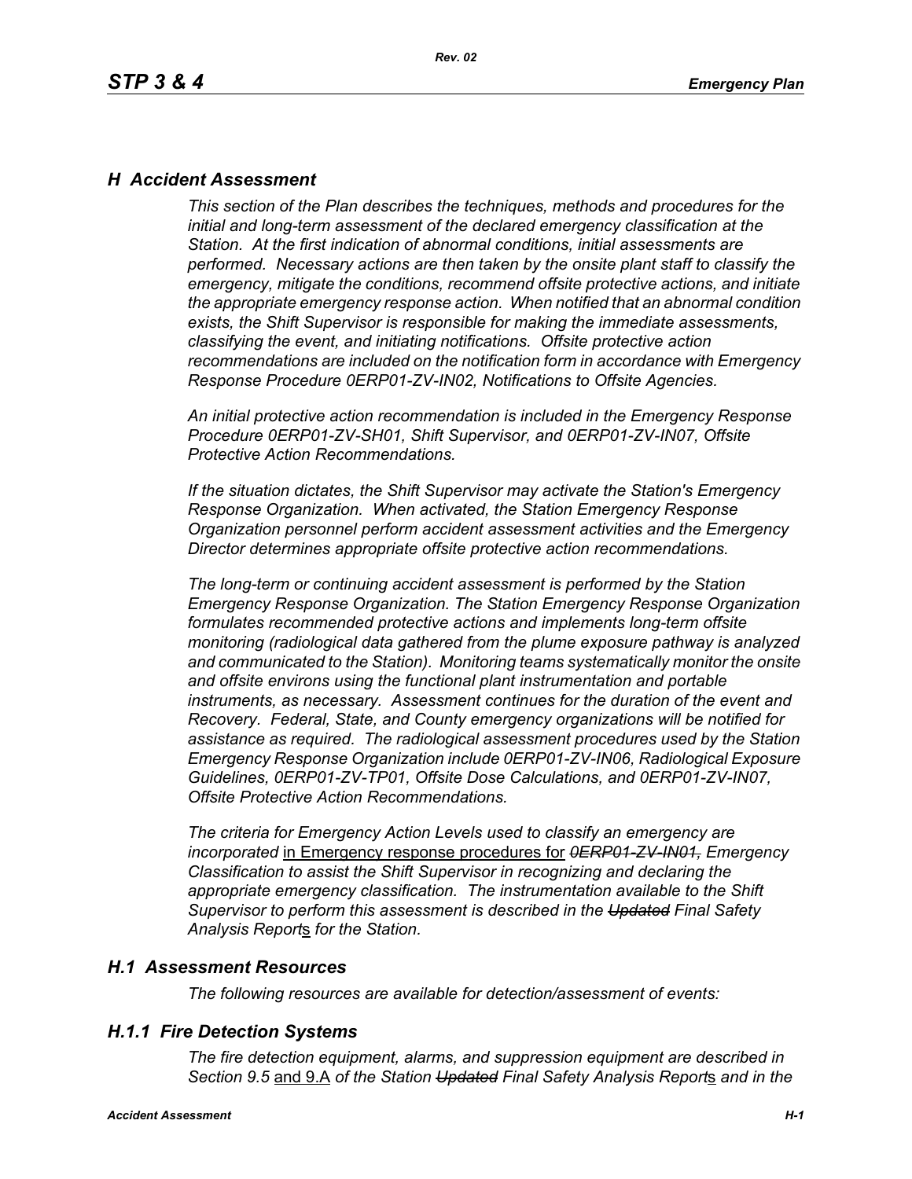## H Accident Assessment

*This section of the Plan describes the techniques, methods and procedures for the initial and long-term assessment of the declared emergency classification at the Station. At the first indication of abnormal conditions, initial assessments are performed. Necessary actions are then taken by the onsite plant staff to classify the emergency, mitigate the conditions, recommend offsite protective actions, and initiate the appropriate emergency response action. When notified that an abnormal condition exists, the Shift Supervisor is responsible for making the immediate assessments, classifying the event, and initiating notifications. Offsite protective action recommendations are included on the notification form in accordance with Emergency Response Procedure 0ERP01-ZV-IN02, Notifications to Offsite Agencies.*

*An initial protective action recommendation is included in the Emergency Response Procedure 0ERP01-ZV-SH01, Shift Supervisor, and 0ERP01-ZV-IN07, Offsite Protective Action Recommendations.*

*If the situation dictates, the Shift Supervisor may activate the Station's Emergency Response Organization. When activated, the Station Emergency Response Organization personnel perform accident assessment activities and the Emergency Director determines appropriate offsite protective action recommendations.*

*The long-term or continuing accident assessment is performed by the Station Emergency Response Organization. The Station Emergency Response Organization formulates recommended protective actions and implements long-term offsite monitoring (radiological data gathered from the plume exposure pathway is analyzed and communicated to the Station). Monitoring teams systematically monitor the onsite and offsite environs using the functional plant instrumentation and portable instruments, as necessary. Assessment continues for the duration of the event and Recovery. Federal, State, and County emergency organizations will be notified for assistance as required. The radiological assessment procedures used by the Station Emergency Response Organization include 0ERP01-ZV-IN06, Radiological Exposure Guidelines, 0ERP01-ZV-TP01, Offsite Dose Calculations, and 0ERP01-ZV-IN07, Offsite Protective Action Recommendations.*

*The criteria for Emergency Action Levels used to classify an emergency are incorporated* in Emergency response procedures for ~~*0ERP01-ZV-IN01,*~~ *Emergency Classification to assist the Shift Supervisor in recognizing and declaring the appropriate emergency classification. The instrumentation available to the Shift Supervisor to perform this assessment is described in the* ~~*Updated*~~ *Final Safety Analysis Report*s *for the Station.*

### H.1 Assessment Resources

*The following resources are available for detection/assessment of events:*

### H.1.1 Fire Detection Systems

*The fire detection equipment, alarms, and suppression equipment are described in Section 9.5* and 9.A *of the Station* ~~*Updated*~~ *Final Safety Analysis Report*s *and in the*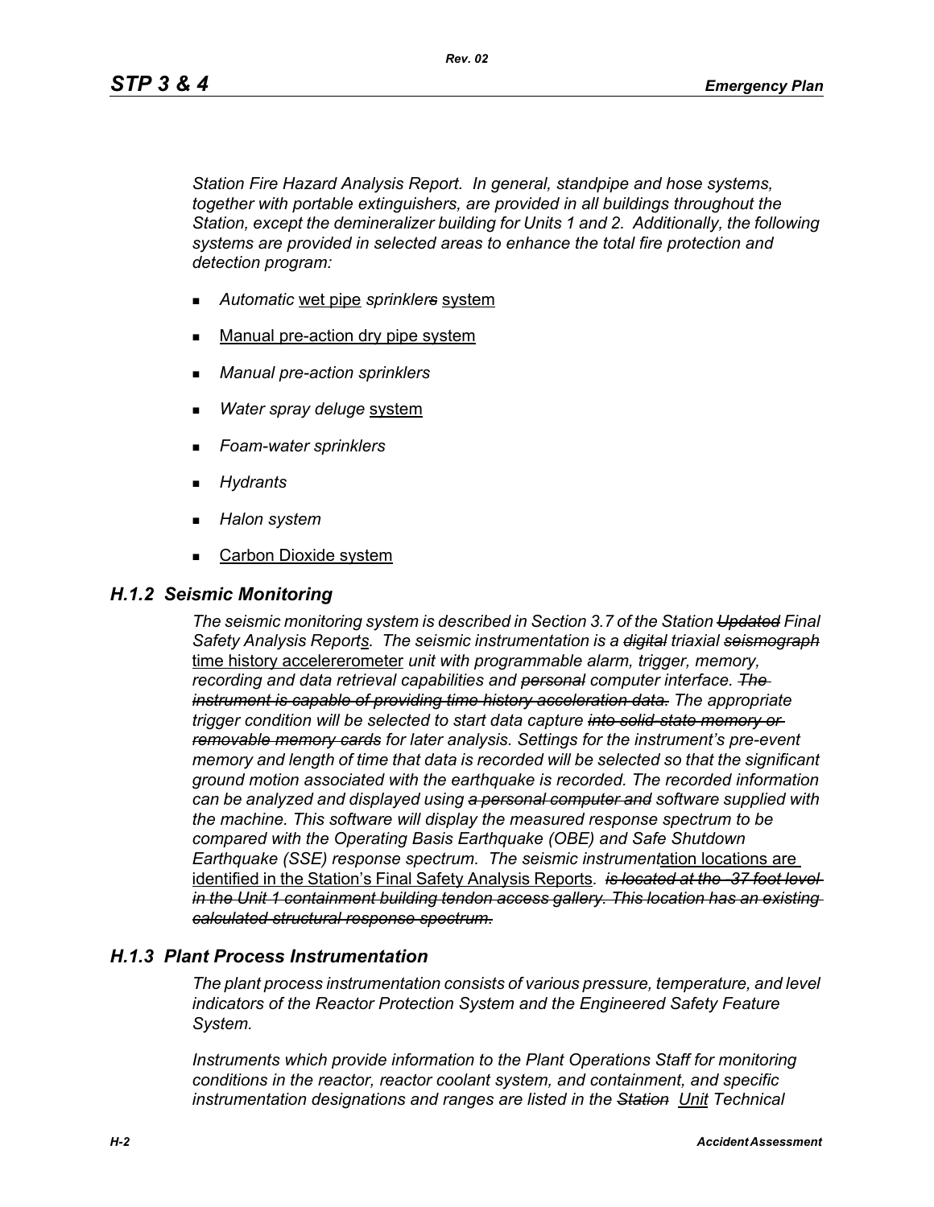*Station Fire Hazard Analysis Report. In general, standpipe and hose systems, together with portable extinguishers, are provided in all buildings throughout the Station, except the demineralizer building for Units 1 and 2. Additionally, the following systems are provided in selected areas to enhance the total fire protection and detection program:*

- *Automatic* <u>wet pipe</u> *sprinkler~~s~~* <u>system</u>
- <u>Manual pre-action dry pipe system</u>
- *Manual pre-action sprinklers*
- *Water spray deluge* <u>system</u>
- *Foam-water sprinklers*
- *Hydrants*
- *Halon system*
- <u>Carbon Dioxide system</u>

## *H.1.2 Seismic Monitoring*

*The seismic monitoring system is described in Section 3.7 of the Station ~~Updated~~ Final Safety Analysis Report*<u>s</u>*. The seismic instrumentation is a ~~digital~~ triaxial ~~seismograph~~* <u>time history accelererometer</u> *unit with programmable alarm, trigger, memory, recording and data retrieval capabilities and ~~personal~~ computer interface. ~~The instrument is capable of providing time history acceleration data.~~ The appropriate trigger condition will be selected to start data capture ~~into solid-state memory or removable memory cards~~ for later analysis. Settings for the instrument's pre-event memory and length of time that data is recorded will be selected so that the significant ground motion associated with the earthquake is recorded. The recorded information can be analyzed and displayed using ~~a personal computer and~~ software supplied with the machine. This software will display the measured response spectrum to be compared with the Operating Basis Earthquake (OBE) and Safe Shutdown Earthquake (SSE) response spectrum. The seismic instrument*<u>ation locations are identified in the Station's Final Safety Analysis Reports</u>*. ~~is located at the -37 foot level in the Unit 1 containment building tendon access gallery. This location has an existing calculated structural response spectrum.~~*

## *H.1.3 Plant Process Instrumentation*

*The plant process instrumentation consists of various pressure, temperature, and level indicators of the Reactor Protection System and the Engineered Safety Feature System.*

*Instruments which provide information to the Plant Operations Staff for monitoring conditions in the reactor, reactor coolant system, and containment, and specific instrumentation designations and ranges are listed in the ~~Station~~* <u>Unit</u> *Technical*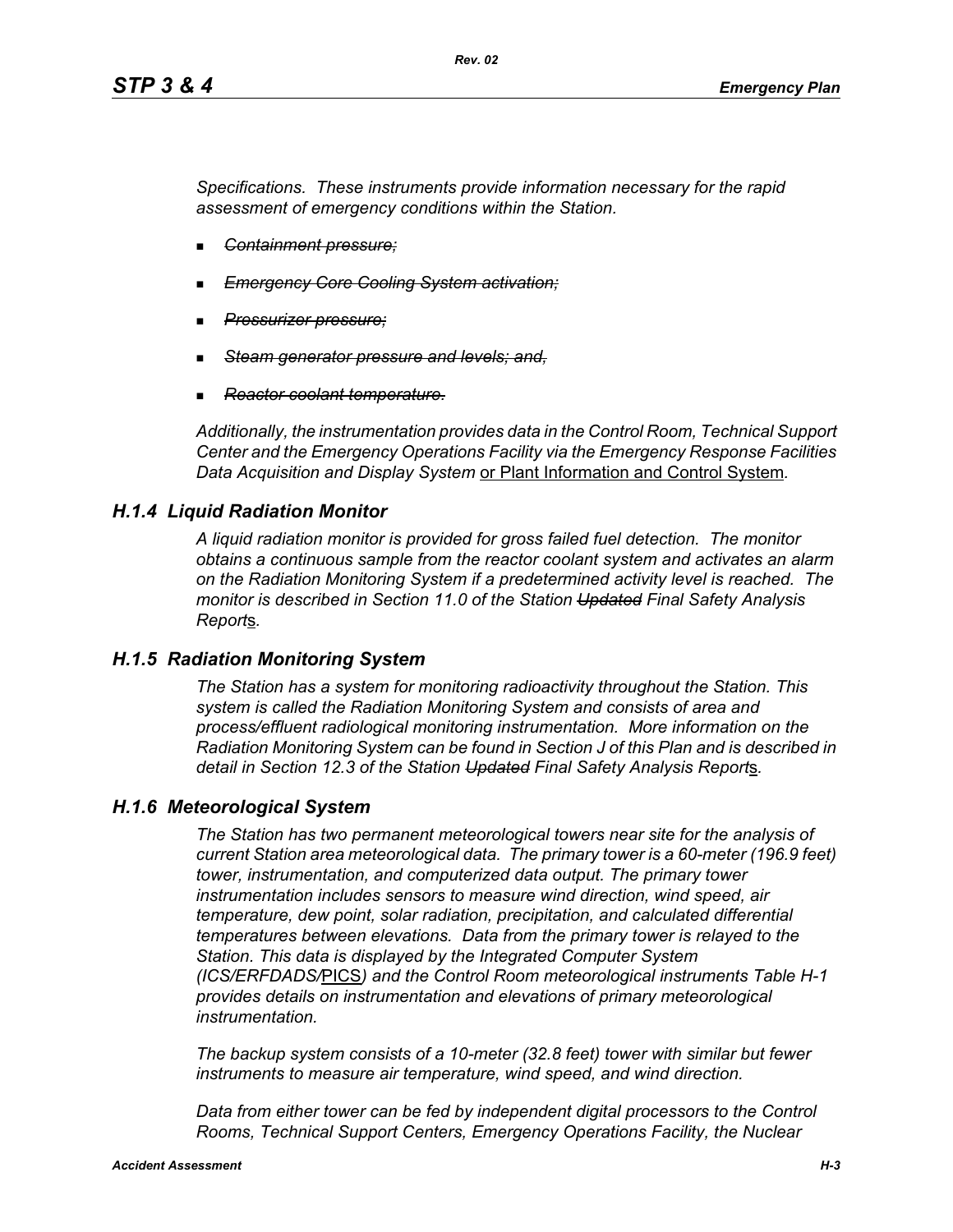*Specifications. These instruments provide information necessary for the rapid assessment of emergency conditions within the Station.*

- ~~*Containment pressure;*~~
- ~~*Emergency Core Cooling System activation;*~~
- ~~*Pressurizer pressure;*~~
- ~~*Steam generator pressure and levels; and,*~~
- ~~*Reactor coolant temperature.*~~

*Additionally, the instrumentation provides data in the Control Room, Technical Support Center and the Emergency Operations Facility via the Emergency Response Facilities Data Acquisition and Display System* <u>or Plant Information and Control System</u>*.*

## *H.1.4 Liquid Radiation Monitor*

*A liquid radiation monitor is provided for gross failed fuel detection. The monitor obtains a continuous sample from the reactor coolant system and activates an alarm on the Radiation Monitoring System if a predetermined activity level is reached. The monitor is described in Section 11.0 of the Station ~~Updated~~ Final Safety Analysis Report*<u>s</u>*.*

## *H.1.5 Radiation Monitoring System*

*The Station has a system for monitoring radioactivity throughout the Station. This system is called the Radiation Monitoring System and consists of area and process/effluent radiological monitoring instrumentation. More information on the Radiation Monitoring System can be found in Section J of this Plan and is described in detail in Section 12.3 of the Station ~~Updated~~ Final Safety Analysis Report*<u>s</u>*.*

## *H.1.6 Meteorological System*

*The Station has two permanent meteorological towers near site for the analysis of current Station area meteorological data. The primary tower is a 60-meter (196.9 feet) tower, instrumentation, and computerized data output. The primary tower instrumentation includes sensors to measure wind direction, wind speed, air temperature, dew point, solar radiation, precipitation, and calculated differential temperatures between elevations. Data from the primary tower is relayed to the Station. This data is displayed by the Integrated Computer System (ICS/ERFDADS/*<u>PICS</u>*) and the Control Room meteorological instruments Table H-1 provides details on instrumentation and elevations of primary meteorological instrumentation.*

*The backup system consists of a 10-meter (32.8 feet) tower with similar but fewer instruments to measure air temperature, wind speed, and wind direction.*

*Data from either tower can be fed by independent digital processors to the Control Rooms, Technical Support Centers, Emergency Operations Facility, the Nuclear*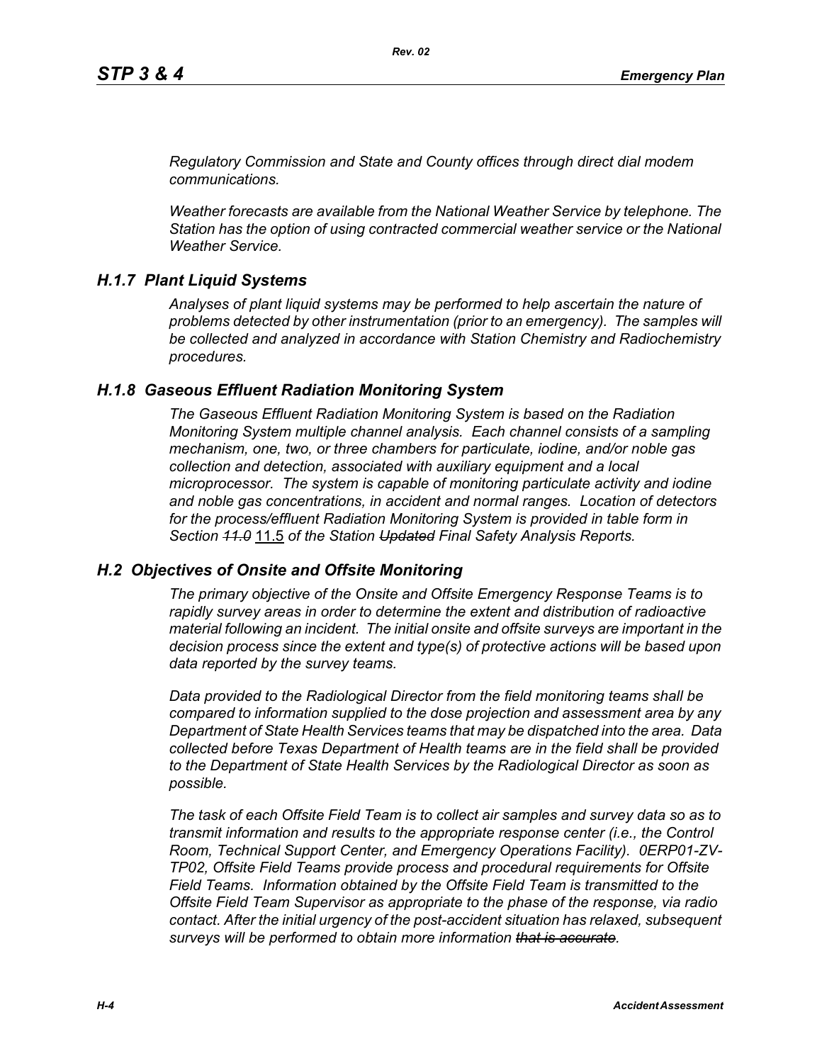*Regulatory Commission and State and County offices through direct dial modem communications.*

*Weather forecasts are available from the National Weather Service by telephone. The Station has the option of using contracted commercial weather service or the National Weather Service.*

## *H.1.7 Plant Liquid Systems*

*Analyses of plant liquid systems may be performed to help ascertain the nature of problems detected by other instrumentation (prior to an emergency). The samples will be collected and analyzed in accordance with Station Chemistry and Radiochemistry procedures.*

## *H.1.8 Gaseous Effluent Radiation Monitoring System*

*The Gaseous Effluent Radiation Monitoring System is based on the Radiation Monitoring System multiple channel analysis. Each channel consists of a sampling mechanism, one, two, or three chambers for particulate, iodine, and/or noble gas collection and detection, associated with auxiliary equipment and a local microprocessor. The system is capable of monitoring particulate activity and iodine and noble gas concentrations, in accident and normal ranges. Location of detectors for the process/effluent Radiation Monitoring System is provided in table form in Section ~~11.0~~ 11.5 of the Station ~~Updated~~ Final Safety Analysis Reports.*

## *H.2 Objectives of Onsite and Offsite Monitoring*

*The primary objective of the Onsite and Offsite Emergency Response Teams is to rapidly survey areas in order to determine the extent and distribution of radioactive material following an incident. The initial onsite and offsite surveys are important in the decision process since the extent and type(s) of protective actions will be based upon data reported by the survey teams.*

*Data provided to the Radiological Director from the field monitoring teams shall be compared to information supplied to the dose projection and assessment area by any Department of State Health Services teams that may be dispatched into the area. Data collected before Texas Department of Health teams are in the field shall be provided to the Department of State Health Services by the Radiological Director as soon as possible.*

*The task of each Offsite Field Team is to collect air samples and survey data so as to transmit information and results to the appropriate response center (i.e., the Control Room, Technical Support Center, and Emergency Operations Facility). 0ERP01-ZV-TP02, Offsite Field Teams provide process and procedural requirements for Offsite Field Teams. Information obtained by the Offsite Field Team is transmitted to the Offsite Field Team Supervisor as appropriate to the phase of the response, via radio contact. After the initial urgency of the post-accident situation has relaxed, subsequent surveys will be performed to obtain more information ~~that is accurate~~.*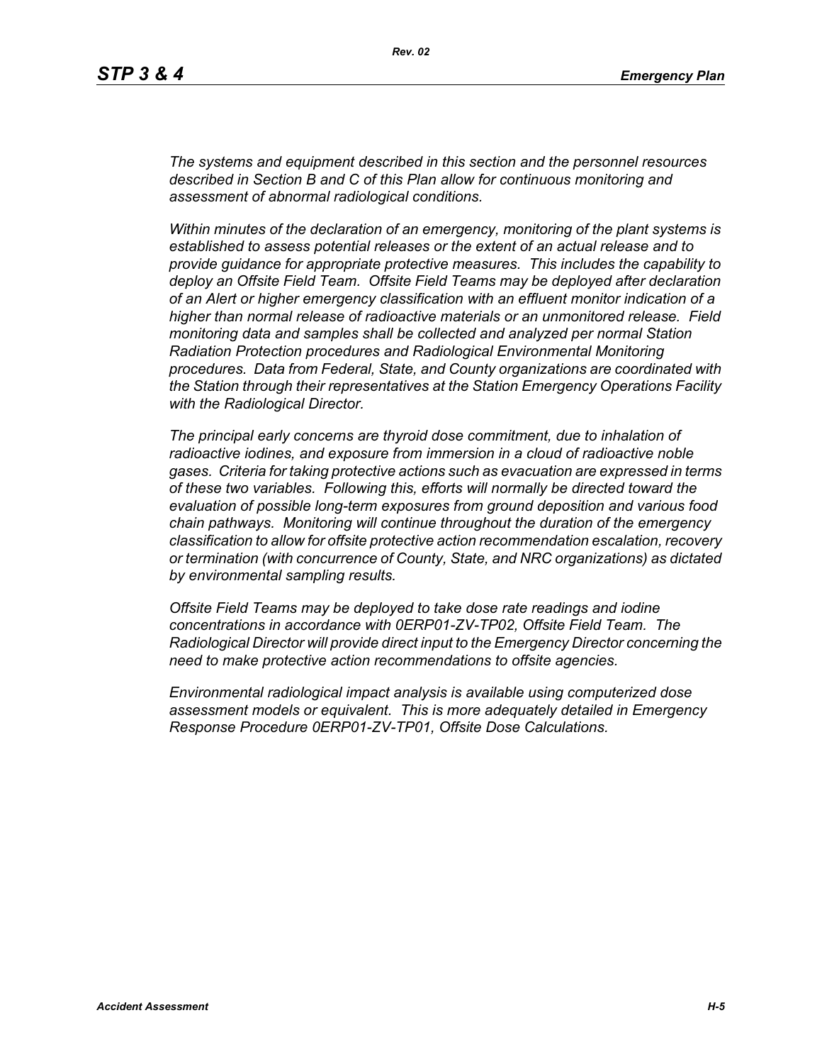*The systems and equipment described in this section and the personnel resources described in Section B and C of this Plan allow for continuous monitoring and assessment of abnormal radiological conditions.*

*Within minutes of the declaration of an emergency, monitoring of the plant systems is established to assess potential releases or the extent of an actual release and to provide guidance for appropriate protective measures. This includes the capability to deploy an Offsite Field Team. Offsite Field Teams may be deployed after declaration of an Alert or higher emergency classification with an effluent monitor indication of a higher than normal release of radioactive materials or an unmonitored release. Field monitoring data and samples shall be collected and analyzed per normal Station Radiation Protection procedures and Radiological Environmental Monitoring procedures. Data from Federal, State, and County organizations are coordinated with the Station through their representatives at the Station Emergency Operations Facility with the Radiological Director.*

*The principal early concerns are thyroid dose commitment, due to inhalation of radioactive iodines, and exposure from immersion in a cloud of radioactive noble gases. Criteria for taking protective actions such as evacuation are expressed in terms of these two variables. Following this, efforts will normally be directed toward the evaluation of possible long-term exposures from ground deposition and various food chain pathways. Monitoring will continue throughout the duration of the emergency classification to allow for offsite protective action recommendation escalation, recovery or termination (with concurrence of County, State, and NRC organizations) as dictated by environmental sampling results.*

*Offsite Field Teams may be deployed to take dose rate readings and iodine concentrations in accordance with 0ERP01-ZV-TP02, Offsite Field Team. The Radiological Director will provide direct input to the Emergency Director concerning the need to make protective action recommendations to offsite agencies.*

*Environmental radiological impact analysis is available using computerized dose assessment models or equivalent. This is more adequately detailed in Emergency Response Procedure 0ERP01-ZV-TP01, Offsite Dose Calculations.*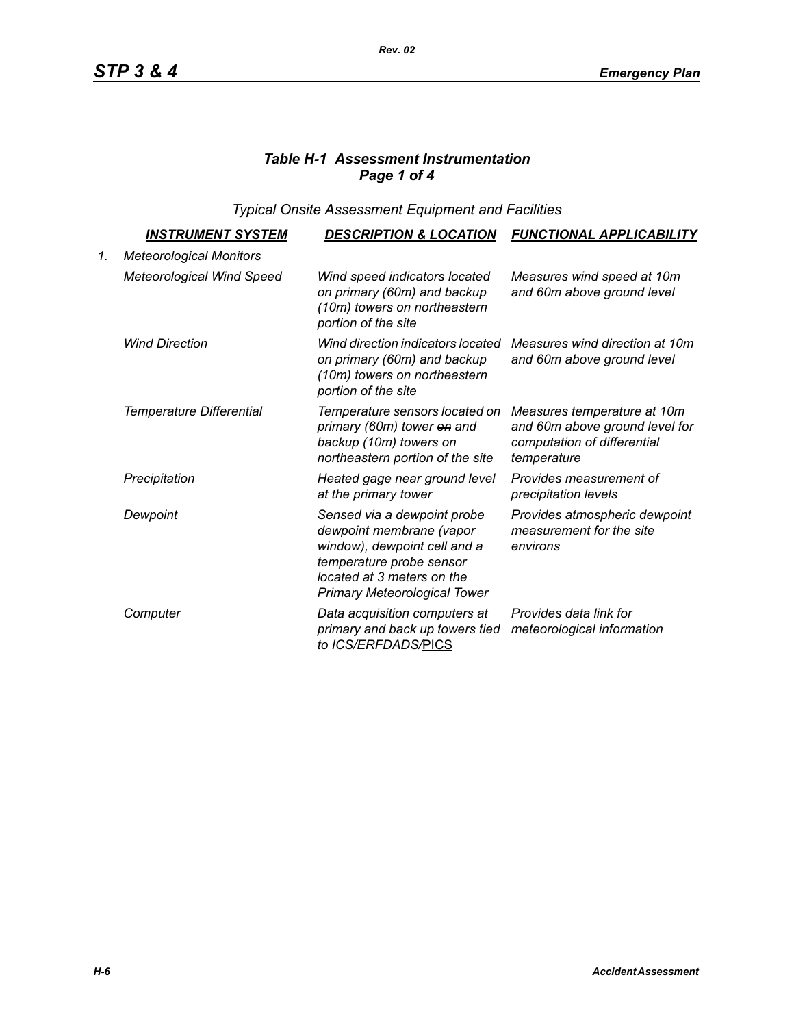### *Table H-1 Assessment Instrumentation*
### *Page 1 of 4*

*Typical Onsite Assessment Equipment and Facilities*

| | INSTRUMENT SYSTEM | DESCRIPTION & LOCATION | FUNCTIONAL APPLICABILITY |
|---|---|---|---|
| 1. | *Meteorological Monitors* | | |
| | *Meteorological Wind Speed* | *Wind speed indicators located on primary (60m) and backup (10m) towers on northeastern portion of the site* | *Measures wind speed at 10m and 60m above ground level* |
| | *Wind Direction* | *Wind direction indicators located on primary (60m) and backup (10m) towers on northeastern portion of the site* | *Measures wind direction at 10m and 60m above ground level* |
| | *Temperature Differential* | *Temperature sensors located on primary (60m) tower ~~on~~ and backup (10m) towers on northeastern portion of the site* | *Measures temperature at 10m and 60m above ground level for computation of differential temperature* |
| | *Precipitation* | *Heated gage near ground level at the primary tower* | *Provides measurement of precipitation levels* |
| | *Dewpoint* | *Sensed via a dewpoint probe dewpoint membrane (vapor window), dewpoint cell and a temperature probe sensor located at 3 meters on the Primary Meteorological Tower* | *Provides atmospheric dewpoint measurement for the site environs* |
| | *Computer* | *Data acquisition computers at primary and back up towers tied to ICS/ERFDADS/PICS* | *Provides data link for meteorological information* |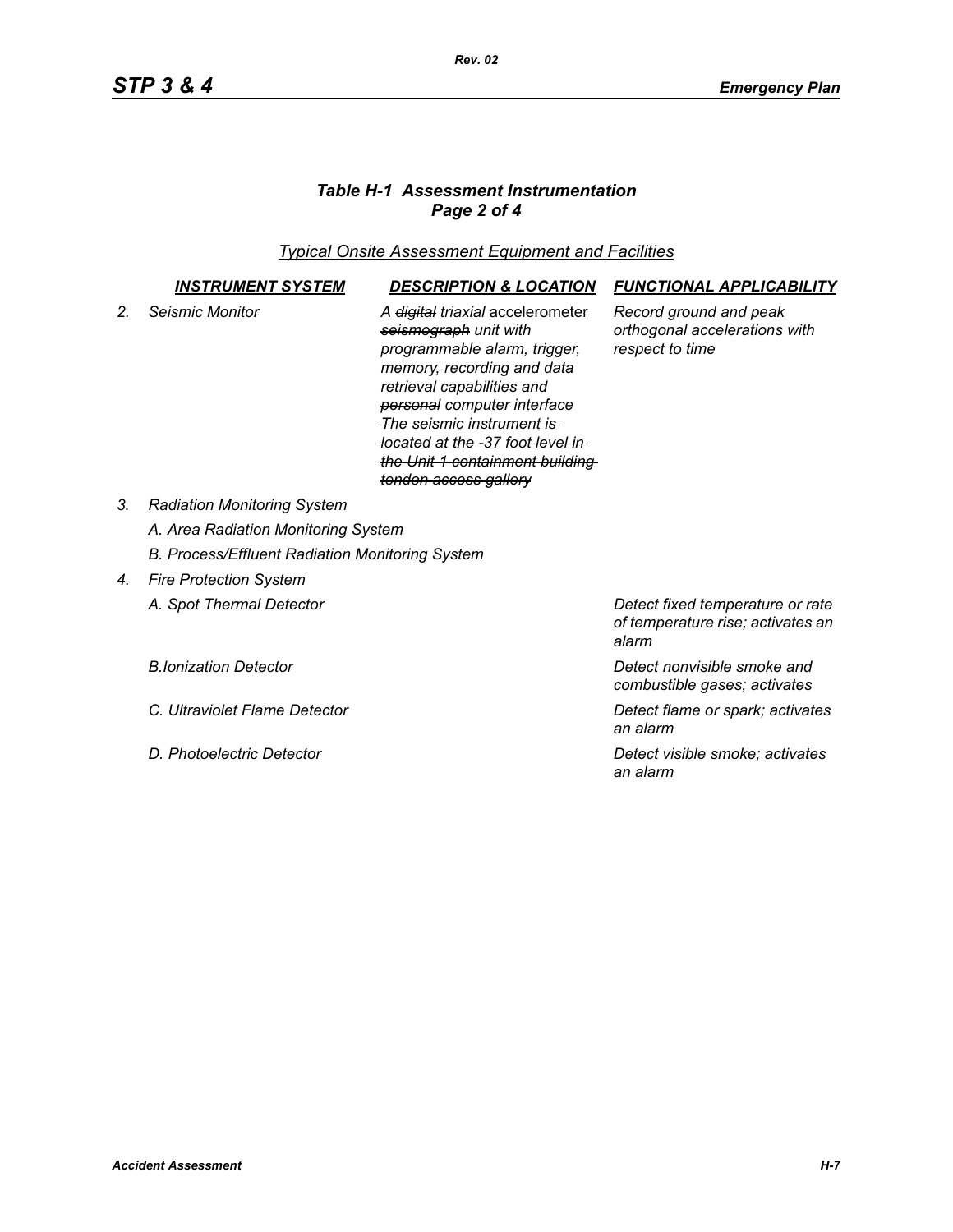### *Table H-1 Assessment Instrumentation*
### *Page 2 of 4*

*Typical Onsite Assessment Equipment and Facilities*

| | *INSTRUMENT SYSTEM* | *DESCRIPTION & LOCATION* | *FUNCTIONAL APPLICABILITY* |
|---|---|---|---|
| *2.* | *Seismic Monitor* | *A ~~digital~~ triaxial* <u>accelerometer</u> *~~seismograph~~ unit with programmable alarm, trigger, memory, recording and data retrieval capabilities and ~~personal~~ computer interface ~~The seismic instrument is located at the -37 foot level in the Unit 1 containment building tendon access gallery~~* | *Record ground and peak orthogonal accelerations with respect to time* |
| *3.* | *Radiation Monitoring System* | | |
| | *A. Area Radiation Monitoring System* | | |
| | *B. Process/Effluent Radiation Monitoring System* | | |
| *4.* | *Fire Protection System* | | |
| | *A. Spot Thermal Detector* | | *Detect fixed temperature or rate of temperature rise; activates an alarm* |
| | *B.Ionization Detector* | | *Detect nonvisible smoke and combustible gases; activates* |
| | *C. Ultraviolet Flame Detector* | | *Detect flame or spark; activates an alarm* |
| | *D. Photoelectric Detector* | | *Detect visible smoke; activates an alarm* |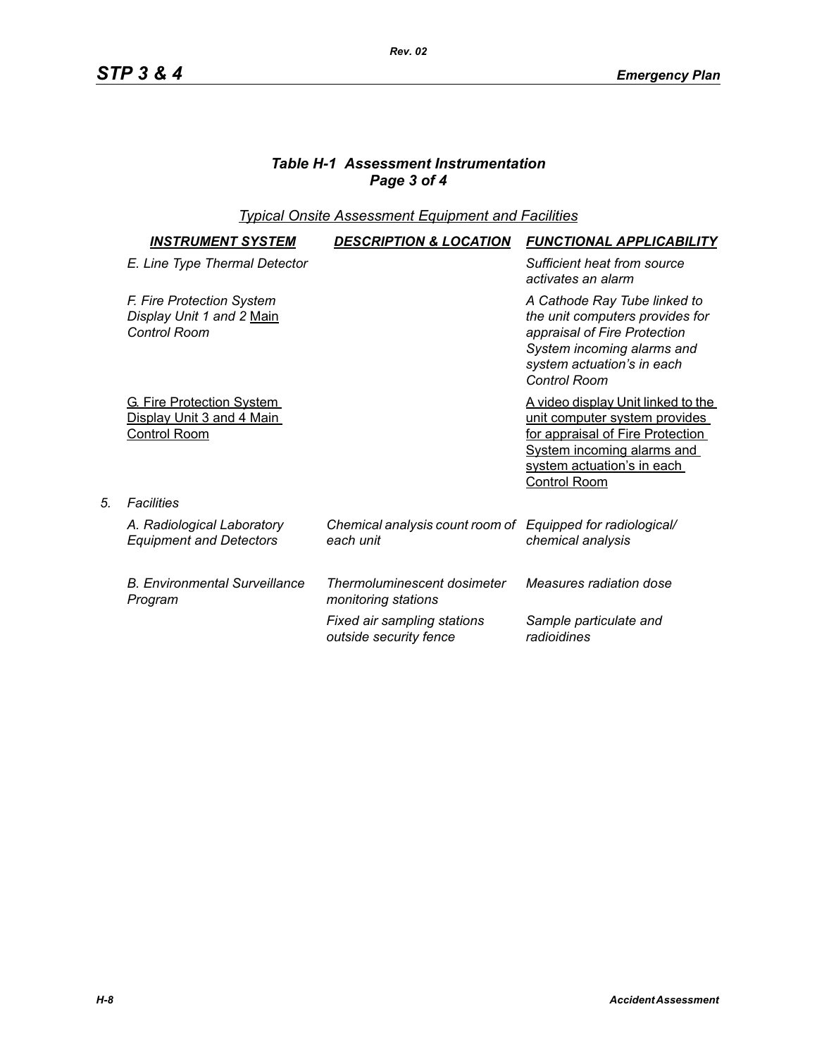### *Table H-1 Assessment Instrumentation*
### *Page 3 of 4*

*Typical Onsite Assessment Equipment and Facilities*

| | *INSTRUMENT SYSTEM* | *DESCRIPTION & LOCATION* | *FUNCTIONAL APPLICABILITY* |
|---|---|---|---|
| | *E. Line Type Thermal Detector* | | *Sufficient heat from source activates an alarm* |
| | *F. Fire Protection System Display Unit 1 and 2 Main Control Room* | | *A Cathode Ray Tube linked to the unit computers provides for appraisal of Fire Protection System incoming alarms and system actuation's in each Control Room* |
| | G. Fire Protection System Display Unit 3 and 4 Main Control Room | | A video display Unit linked to the unit computer system provides for appraisal of Fire Protection System incoming alarms and system actuation's in each Control Room |
| *5.* | *Facilities* | | |
| | *A. Radiological Laboratory Equipment and Detectors* | *Chemical analysis count room of each unit* | *Equipped for radiological/ chemical analysis* |
| | *B. Environmental Surveillance Program* | *Thermoluminescent dosimeter monitoring stations* | *Measures radiation dose* |
| | | *Fixed air sampling stations outside security fence* | *Sample particulate and radioidines* |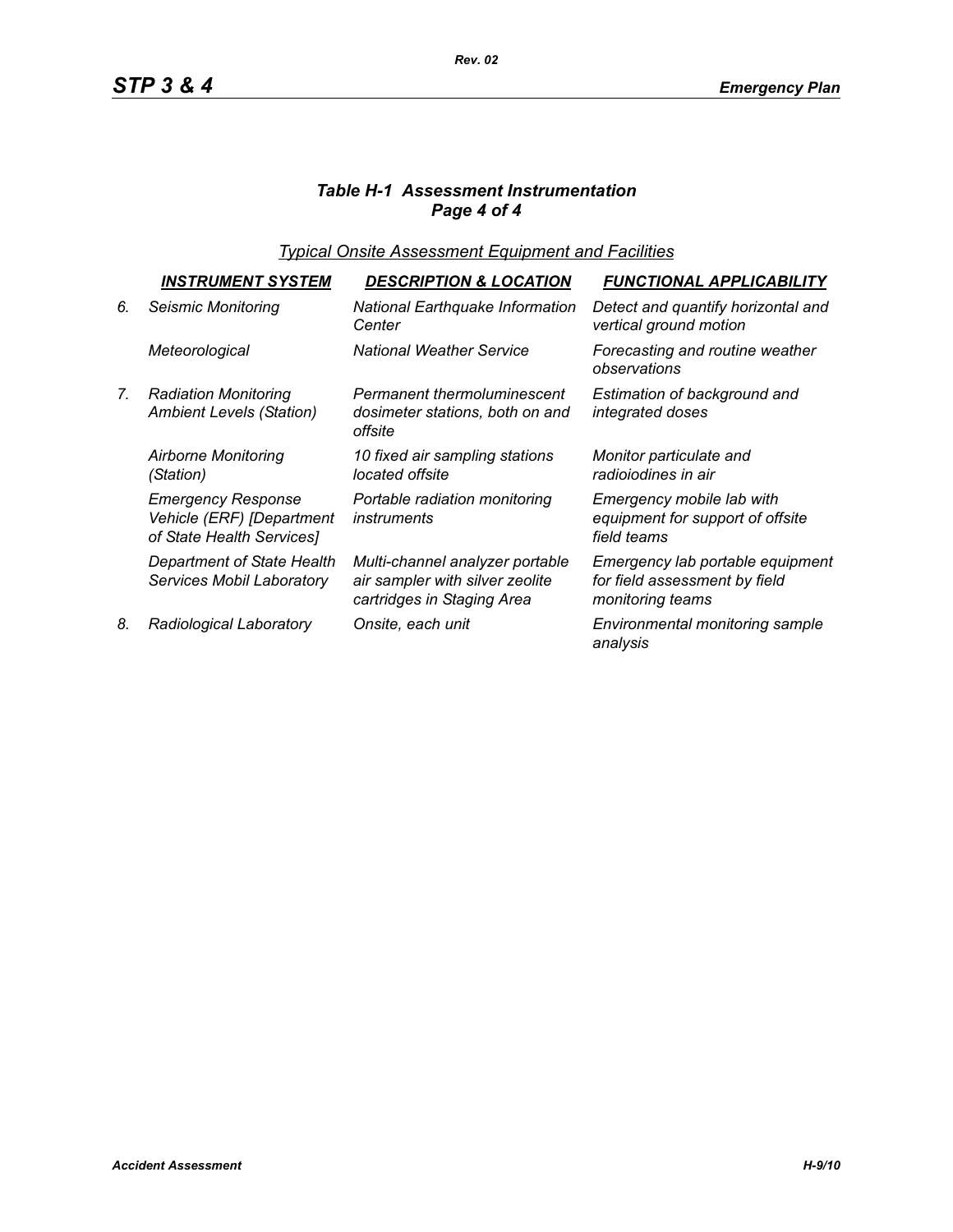### *Table H-1 Assessment Instrumentation*
### *Page 4 of 4*

*Typical Onsite Assessment Equipment and Facilities*

| | ***INSTRUMENT SYSTEM*** | ***DESCRIPTION & LOCATION*** | ***FUNCTIONAL APPLICABILITY*** |
|---|---|---|---|
| *6.* | *Seismic Monitoring* | *National Earthquake Information Center* | *Detect and quantify horizontal and vertical ground motion* |
| | *Meteorological* | *National Weather Service* | *Forecasting and routine weather observations* |
| *7.* | *Radiation Monitoring Ambient Levels (Station)* | *Permanent thermoluminescent dosimeter stations, both on and offsite* | *Estimation of background and integrated doses* |
| | *Airborne Monitoring (Station)* | *10 fixed air sampling stations located offsite* | *Monitor particulate and radioiodines in air* |
| | *Emergency Response Vehicle (ERF) [Department of State Health Services]* | *Portable radiation monitoring instruments* | *Emergency mobile lab with equipment for support of offsite field teams* |
| | *Department of State Health Services Mobil Laboratory* | *Multi-channel analyzer portable air sampler with silver zeolite cartridges in Staging Area* | *Emergency lab portable equipment for field assessment by field monitoring teams* |
| *8.* | *Radiological Laboratory* | *Onsite, each unit* | *Environmental monitoring sample analysis* |